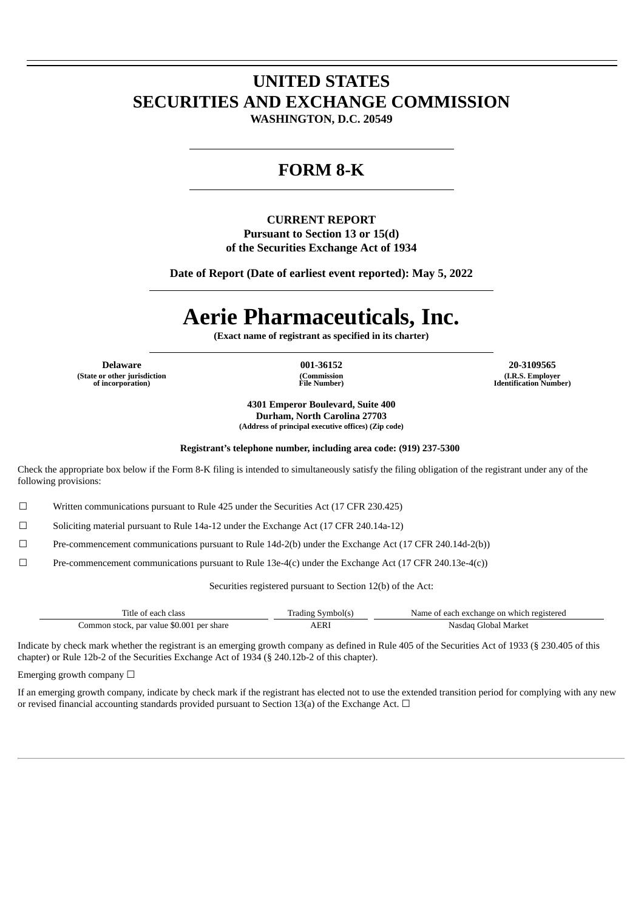# UNITED STATES
# SECURITIES AND EXCHANGE COMMISSION

**WASHINGTON, D.C. 20549**

## FORM 8-K

**CURRENT REPORT**
**Pursuant to Section 13 or 15(d)**
**of the Securities Exchange Act of 1934**

**Date of Report (Date of earliest event reported): May 5, 2022**

# Aerie Pharmaceuticals, Inc.

**(Exact name of registrant as specified in its charter)**

| Delaware | 001-36152 | 20-3109565 |
|---|---|---|
| (State or other jurisdiction of incorporation) | (Commission File Number) | (I.R.S. Employer Identification Number) |

**4301 Emperor Boulevard, Suite 400**
**Durham, North Carolina 27703**
**(Address of principal executive offices) (Zip code)**

**Registrant's telephone number, including area code: (919) 237-5300**

Check the appropriate box below if the Form 8-K filing is intended to simultaneously satisfy the filing obligation of the registrant under any of the following provisions:

☐ Written communications pursuant to Rule 425 under the Securities Act (17 CFR 230.425)

☐ Soliciting material pursuant to Rule 14a-12 under the Exchange Act (17 CFR 240.14a-12)

☐ Pre-commencement communications pursuant to Rule 14d-2(b) under the Exchange Act (17 CFR 240.14d-2(b))

☐ Pre-commencement communications pursuant to Rule 13e-4(c) under the Exchange Act (17 CFR 240.13e-4(c))

Securities registered pursuant to Section 12(b) of the Act:

| Title of each class | Trading Symbol(s) | Name of each exchange on which registered |
|---|---|---|
| Common stock, par value $0.001 per share | AERI | Nasdaq Global Market |

Indicate by check mark whether the registrant is an emerging growth company as defined in Rule 405 of the Securities Act of 1933 (§ 230.405 of this chapter) or Rule 12b-2 of the Securities Exchange Act of 1934 (§ 240.12b-2 of this chapter).

Emerging growth company ☐

If an emerging growth company, indicate by check mark if the registrant has elected not to use the extended transition period for complying with any new or revised financial accounting standards provided pursuant to Section 13(a) of the Exchange Act. ☐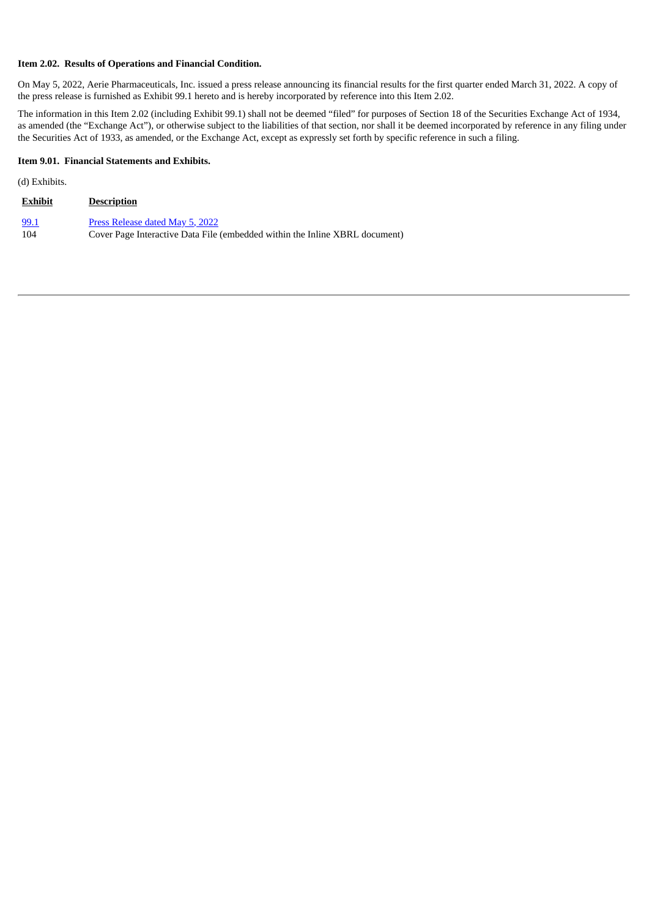**Item 2.02. Results of Operations and Financial Condition.**

On May 5, 2022, Aerie Pharmaceuticals, Inc. issued a press release announcing its financial results for the first quarter ended March 31, 2022. A copy of the press release is furnished as Exhibit 99.1 hereto and is hereby incorporated by reference into this Item 2.02.

The information in this Item 2.02 (including Exhibit 99.1) shall not be deemed "filed" for purposes of Section 18 of the Securities Exchange Act of 1934, as amended (the "Exchange Act"), or otherwise subject to the liabilities of that section, nor shall it be deemed incorporated by reference in any filing under the Securities Act of 1933, as amended, or the Exchange Act, except as expressly set forth by specific reference in such a filing.

**Item 9.01. Financial Statements and Exhibits.**

(d) Exhibits.

| Exhibit | Description |
| --- | --- |
| 99.1 | Press Release dated May 5, 2022 |
| 104 | Cover Page Interactive Data File (embedded within the Inline XBRL document) |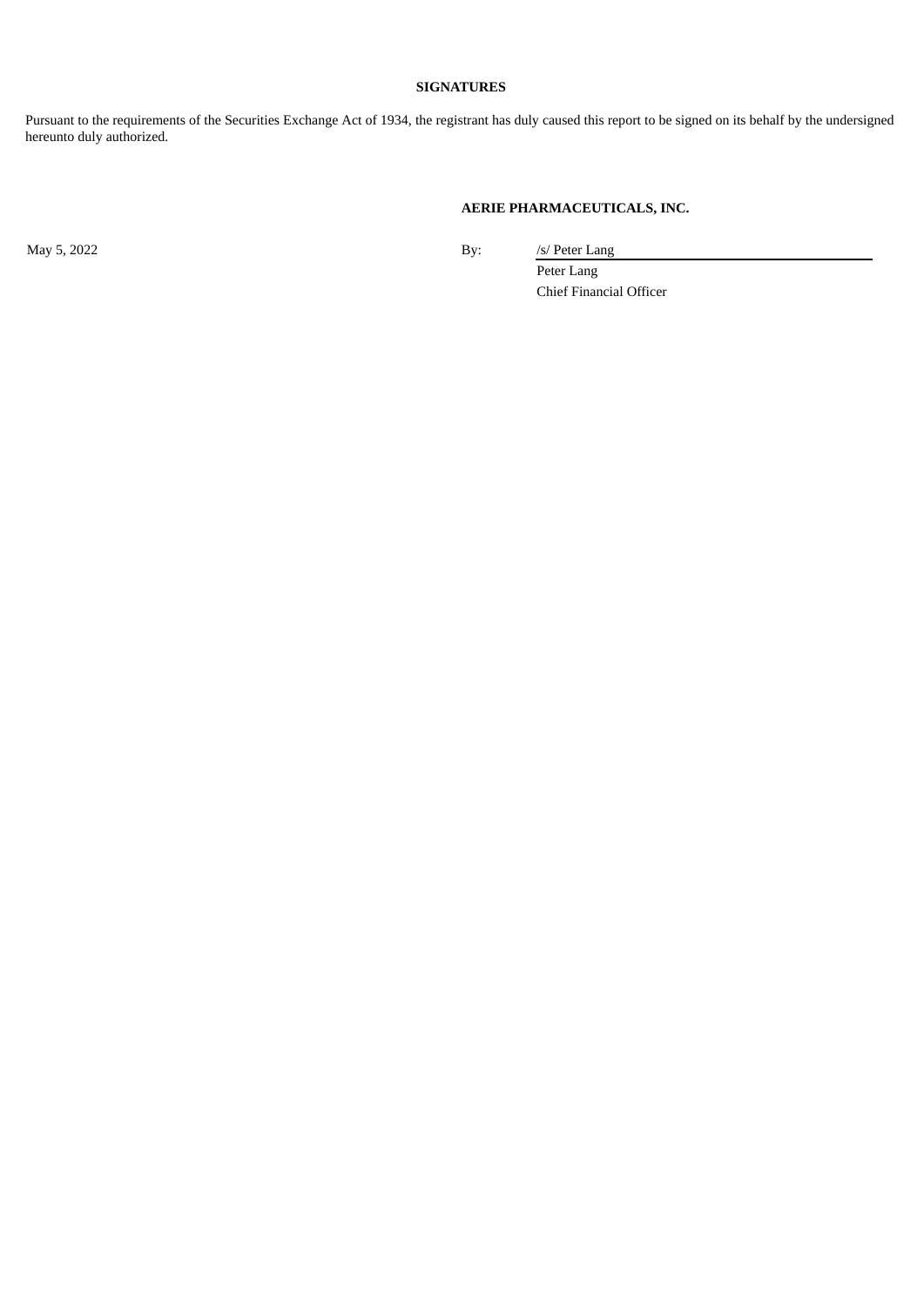**SIGNATURES**

Pursuant to the requirements of the Securities Exchange Act of 1934, the registrant has duly caused this report to be signed on its behalf by the undersigned hereunto duly authorized.

**AERIE PHARMACEUTICALS, INC.**

May 5, 2022

By: /s/ Peter Lang

Peter Lang

Chief Financial Officer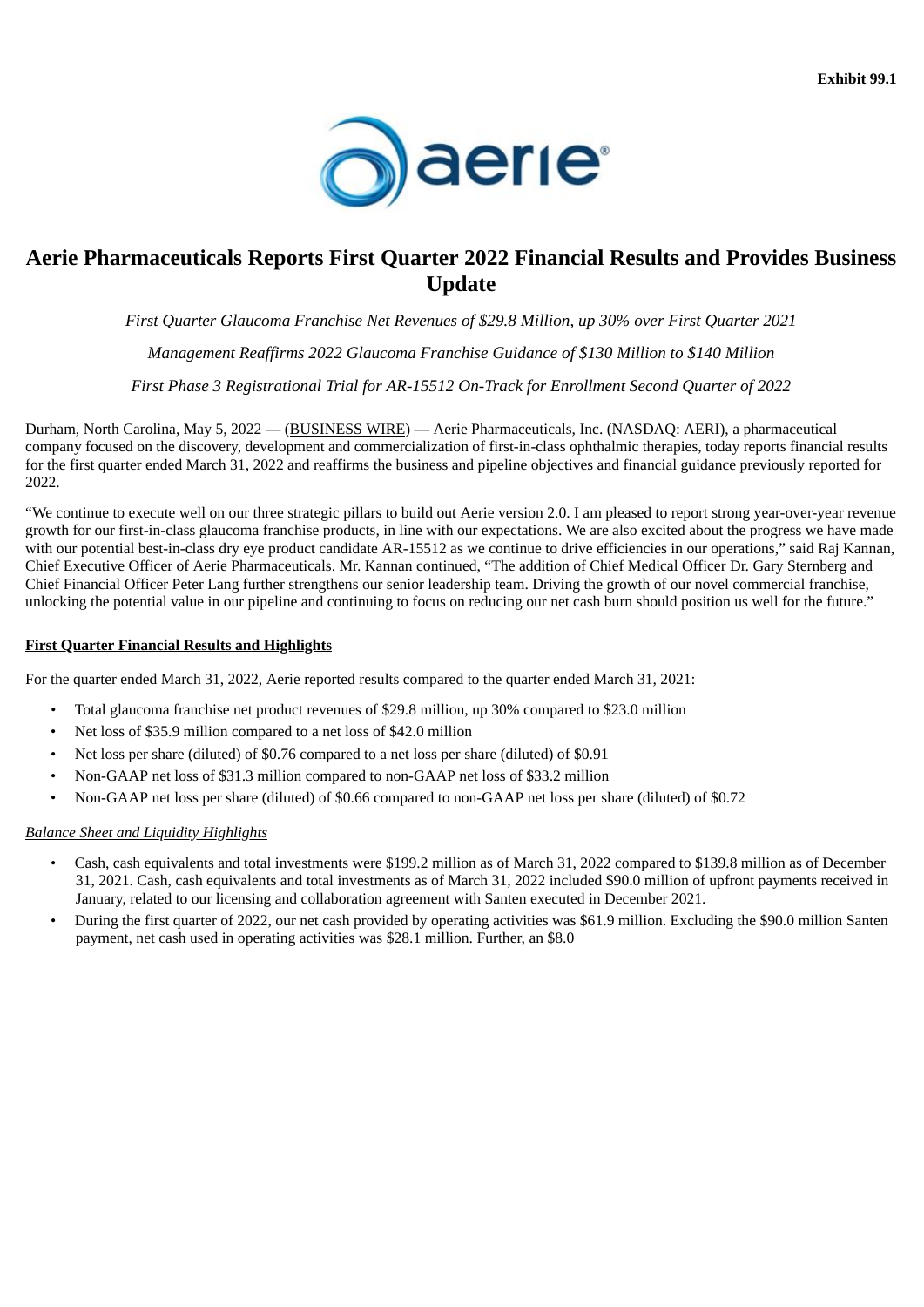**Exhibit 99.1**

# Aerie Pharmaceuticals Reports First Quarter 2022 Financial Results and Provides Business Update

*First Quarter Glaucoma Franchise Net Revenues of $29.8 Million, up 30% over First Quarter 2021*

*Management Reaffirms 2022 Glaucoma Franchise Guidance of $130 Million to $140 Million*

*First Phase 3 Registrational Trial for AR-15512 On-Track for Enrollment Second Quarter of 2022*

Durham, North Carolina, May 5, 2022 — (BUSINESS WIRE) — Aerie Pharmaceuticals, Inc. (NASDAQ: AERI), a pharmaceutical company focused on the discovery, development and commercialization of first-in-class ophthalmic therapies, today reports financial results for the first quarter ended March 31, 2022 and reaffirms the business and pipeline objectives and financial guidance previously reported for 2022.

"We continue to execute well on our three strategic pillars to build out Aerie version 2.0. I am pleased to report strong year-over-year revenue growth for our first-in-class glaucoma franchise products, in line with our expectations. We are also excited about the progress we have made with our potential best-in-class dry eye product candidate AR-15512 as we continue to drive efficiencies in our operations," said Raj Kannan, Chief Executive Officer of Aerie Pharmaceuticals. Mr. Kannan continued, "The addition of Chief Medical Officer Dr. Gary Sternberg and Chief Financial Officer Peter Lang further strengthens our senior leadership team. Driving the growth of our novel commercial franchise, unlocking the potential value in our pipeline and continuing to focus on reducing our net cash burn should position us well for the future."

## First Quarter Financial Results and Highlights

For the quarter ended March 31, 2022, Aerie reported results compared to the quarter ended March 31, 2021:

- Total glaucoma franchise net product revenues of $29.8 million, up 30% compared to $23.0 million
- Net loss of $35.9 million compared to a net loss of $42.0 million
- Net loss per share (diluted) of $0.76 compared to a net loss per share (diluted) of $0.91
- Non-GAAP net loss of $31.3 million compared to non-GAAP net loss of $33.2 million
- Non-GAAP net loss per share (diluted) of $0.66 compared to non-GAAP net loss per share (diluted) of $0.72

*Balance Sheet and Liquidity Highlights*

- Cash, cash equivalents and total investments were $199.2 million as of March 31, 2022 compared to $139.8 million as of December 31, 2021. Cash, cash equivalents and total investments as of March 31, 2022 included $90.0 million of upfront payments received in January, related to our licensing and collaboration agreement with Santen executed in December 2021.
- During the first quarter of 2022, our net cash provided by operating activities was $61.9 million. Excluding the $90.0 million Santen payment, net cash used in operating activities was $28.1 million. Further, an $8.0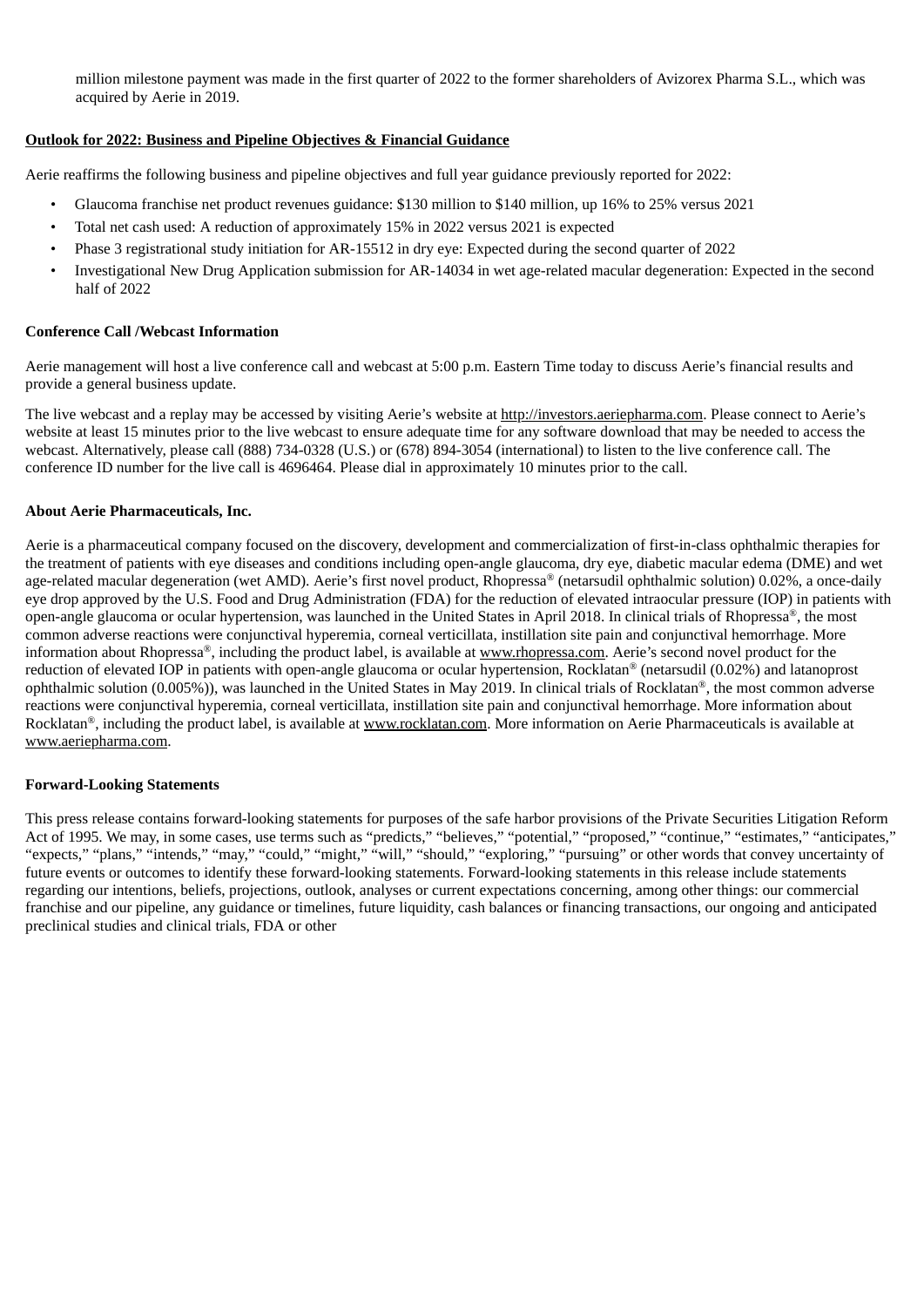million milestone payment was made in the first quarter of 2022 to the former shareholders of Avizorex Pharma S.L., which was acquired by Aerie in 2019.

**Outlook for 2022: Business and Pipeline Objectives & Financial Guidance**

Aerie reaffirms the following business and pipeline objectives and full year guidance previously reported for 2022:

- Glaucoma franchise net product revenues guidance: $130 million to $140 million, up 16% to 25% versus 2021
- Total net cash used: A reduction of approximately 15% in 2022 versus 2021 is expected
- Phase 3 registrational study initiation for AR-15512 in dry eye: Expected during the second quarter of 2022
- Investigational New Drug Application submission for AR-14034 in wet age-related macular degeneration: Expected in the second half of 2022

**Conference Call /Webcast Information**

Aerie management will host a live conference call and webcast at 5:00 p.m. Eastern Time today to discuss Aerie's financial results and provide a general business update.

The live webcast and a replay may be accessed by visiting Aerie's website at http://investors.aeriepharma.com. Please connect to Aerie's website at least 15 minutes prior to the live webcast to ensure adequate time for any software download that may be needed to access the webcast. Alternatively, please call (888) 734-0328 (U.S.) or (678) 894-3054 (international) to listen to the live conference call. The conference ID number for the live call is 4696464. Please dial in approximately 10 minutes prior to the call.

**About Aerie Pharmaceuticals, Inc.**

Aerie is a pharmaceutical company focused on the discovery, development and commercialization of first-in-class ophthalmic therapies for the treatment of patients with eye diseases and conditions including open-angle glaucoma, dry eye, diabetic macular edema (DME) and wet age-related macular degeneration (wet AMD). Aerie's first novel product, Rhopressa® (netarsudil ophthalmic solution) 0.02%, a once-daily eye drop approved by the U.S. Food and Drug Administration (FDA) for the reduction of elevated intraocular pressure (IOP) in patients with open-angle glaucoma or ocular hypertension, was launched in the United States in April 2018. In clinical trials of Rhopressa®, the most common adverse reactions were conjunctival hyperemia, corneal verticillata, instillation site pain and conjunctival hemorrhage. More information about Rhopressa®, including the product label, is available at www.rhopressa.com. Aerie's second novel product for the reduction of elevated IOP in patients with open-angle glaucoma or ocular hypertension, Rocklatan® (netarsudil (0.02%) and latanoprost ophthalmic solution (0.005%)), was launched in the United States in May 2019. In clinical trials of Rocklatan®, the most common adverse reactions were conjunctival hyperemia, corneal verticillata, instillation site pain and conjunctival hemorrhage. More information about Rocklatan®, including the product label, is available at www.rocklatan.com. More information on Aerie Pharmaceuticals is available at www.aeriepharma.com.

**Forward-Looking Statements**

This press release contains forward-looking statements for purposes of the safe harbor provisions of the Private Securities Litigation Reform Act of 1995. We may, in some cases, use terms such as "predicts," "believes," "potential," "proposed," "continue," "estimates," "anticipates," "expects," "plans," "intends," "may," "could," "might," "will," "should," "exploring," "pursuing" or other words that convey uncertainty of future events or outcomes to identify these forward-looking statements. Forward-looking statements in this release include statements regarding our intentions, beliefs, projections, outlook, analyses or current expectations concerning, among other things: our commercial franchise and our pipeline, any guidance or timelines, future liquidity, cash balances or financing transactions, our ongoing and anticipated preclinical studies and clinical trials, FDA or other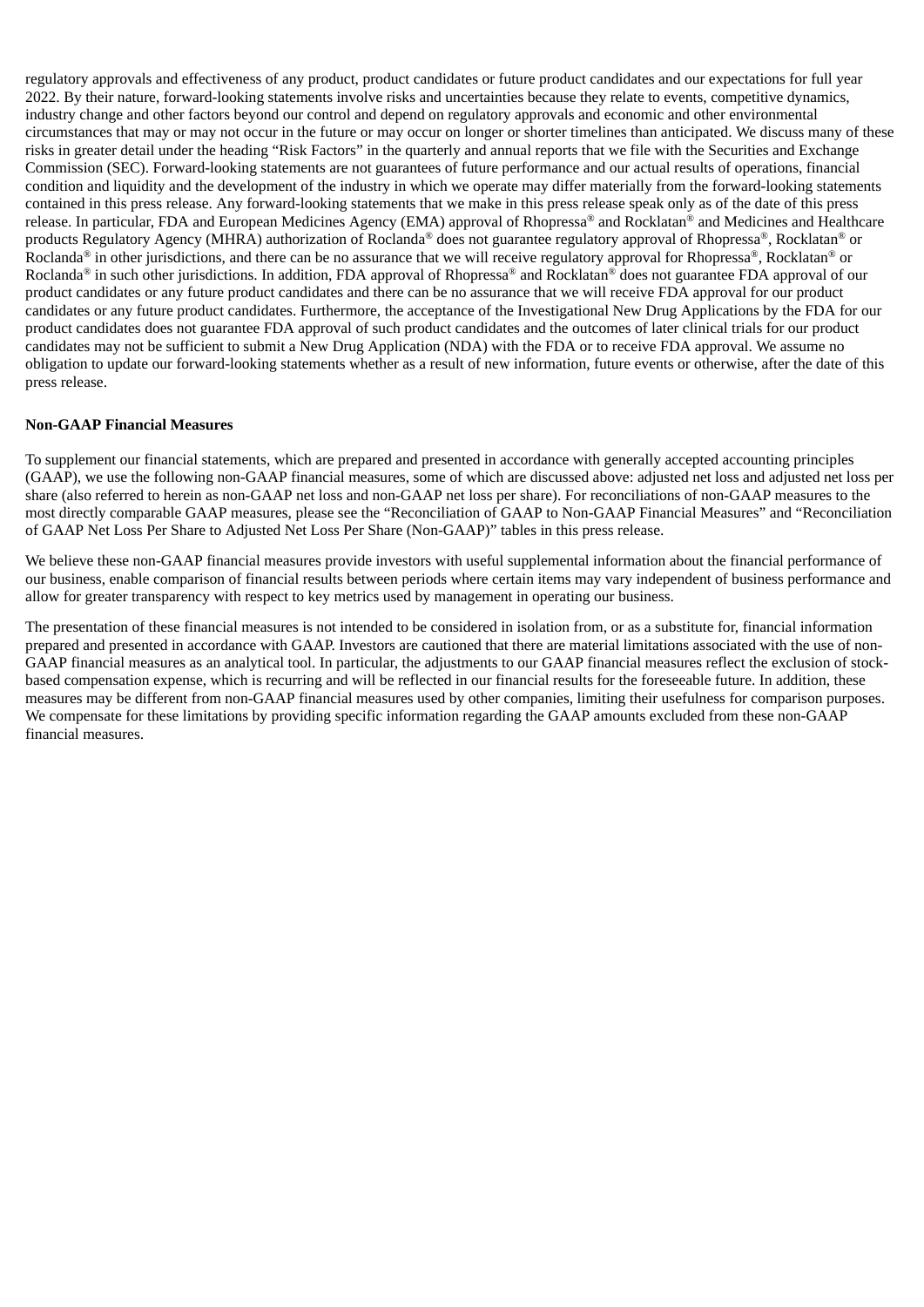regulatory approvals and effectiveness of any product, product candidates or future product candidates and our expectations for full year 2022. By their nature, forward-looking statements involve risks and uncertainties because they relate to events, competitive dynamics, industry change and other factors beyond our control and depend on regulatory approvals and economic and other environmental circumstances that may or may not occur in the future or may occur on longer or shorter timelines than anticipated. We discuss many of these risks in greater detail under the heading "Risk Factors" in the quarterly and annual reports that we file with the Securities and Exchange Commission (SEC). Forward-looking statements are not guarantees of future performance and our actual results of operations, financial condition and liquidity and the development of the industry in which we operate may differ materially from the forward-looking statements contained in this press release. Any forward-looking statements that we make in this press release speak only as of the date of this press release. In particular, FDA and European Medicines Agency (EMA) approval of Rhopressa® and Rocklatan® and Medicines and Healthcare products Regulatory Agency (MHRA) authorization of Roclanda® does not guarantee regulatory approval of Rhopressa®, Rocklatan® or Roclanda® in other jurisdictions, and there can be no assurance that we will receive regulatory approval for Rhopressa®, Rocklatan® or Roclanda® in such other jurisdictions. In addition, FDA approval of Rhopressa® and Rocklatan® does not guarantee FDA approval of our product candidates or any future product candidates and there can be no assurance that we will receive FDA approval for our product candidates or any future product candidates. Furthermore, the acceptance of the Investigational New Drug Applications by the FDA for our product candidates does not guarantee FDA approval of such product candidates and the outcomes of later clinical trials for our product candidates may not be sufficient to submit a New Drug Application (NDA) with the FDA or to receive FDA approval. We assume no obligation to update our forward-looking statements whether as a result of new information, future events or otherwise, after the date of this press release.

**Non-GAAP Financial Measures**

To supplement our financial statements, which are prepared and presented in accordance with generally accepted accounting principles (GAAP), we use the following non-GAAP financial measures, some of which are discussed above: adjusted net loss and adjusted net loss per share (also referred to herein as non-GAAP net loss and non-GAAP net loss per share). For reconciliations of non-GAAP measures to the most directly comparable GAAP measures, please see the "Reconciliation of GAAP to Non-GAAP Financial Measures" and "Reconciliation of GAAP Net Loss Per Share to Adjusted Net Loss Per Share (Non-GAAP)" tables in this press release.

We believe these non-GAAP financial measures provide investors with useful supplemental information about the financial performance of our business, enable comparison of financial results between periods where certain items may vary independent of business performance and allow for greater transparency with respect to key metrics used by management in operating our business.

The presentation of these financial measures is not intended to be considered in isolation from, or as a substitute for, financial information prepared and presented in accordance with GAAP. Investors are cautioned that there are material limitations associated with the use of non-GAAP financial measures as an analytical tool. In particular, the adjustments to our GAAP financial measures reflect the exclusion of stock-based compensation expense, which is recurring and will be reflected in our financial results for the foreseeable future. In addition, these measures may be different from non-GAAP financial measures used by other companies, limiting their usefulness for comparison purposes. We compensate for these limitations by providing specific information regarding the GAAP amounts excluded from these non-GAAP financial measures.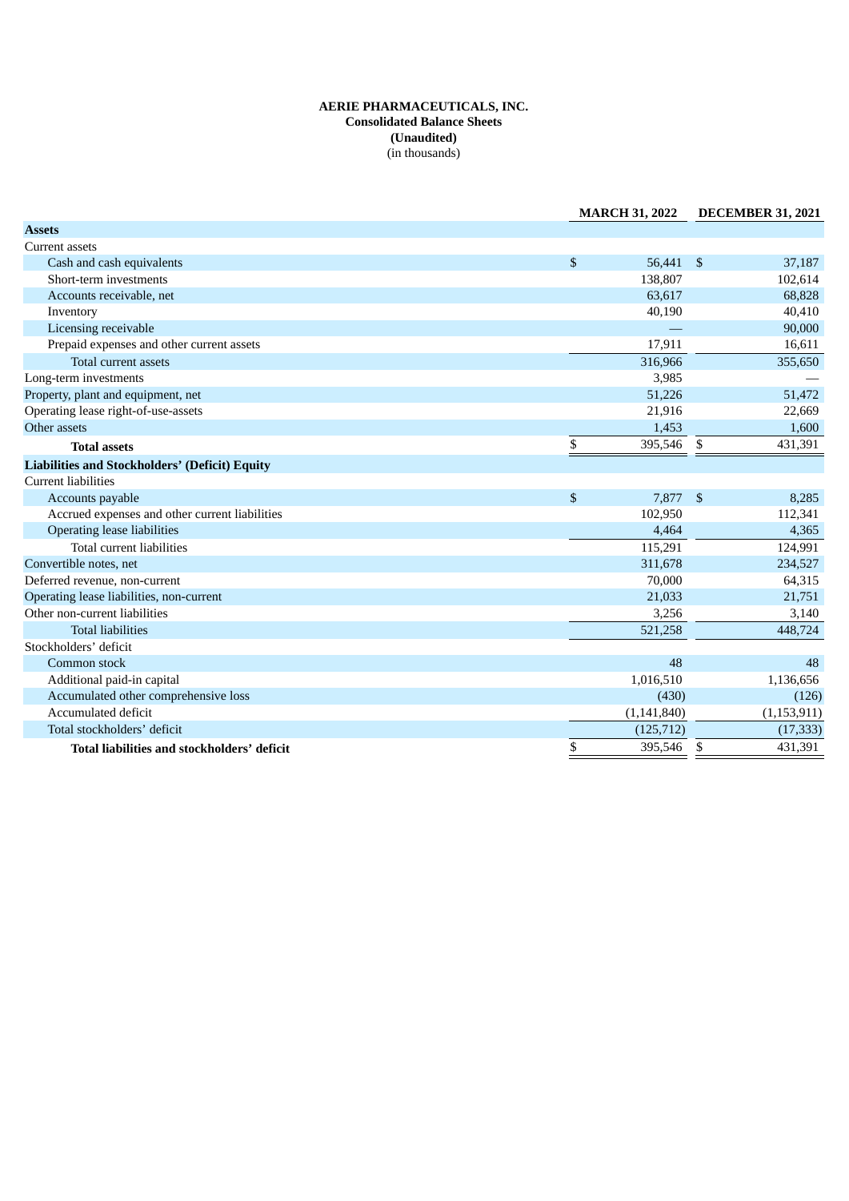**AERIE PHARMACEUTICALS, INC.**
**Consolidated Balance Sheets**
**(Unaudited)**
(in thousands)

| | MARCH 31, 2022 | DECEMBER 31, 2021 |
|---|---|---|
| **Assets** | | |
| Current assets | | |
| Cash and cash equivalents | $ 56,441 | $ 37,187 |
| Short-term investments | 138,807 | 102,614 |
| Accounts receivable, net | 63,617 | 68,828 |
| Inventory | 40,190 | 40,410 |
| Licensing receivable | — | 90,000 |
| Prepaid expenses and other current assets | 17,911 | 16,611 |
| Total current assets | 316,966 | 355,650 |
| Long-term investments | 3,985 | — |
| Property, plant and equipment, net | 51,226 | 51,472 |
| Operating lease right-of-use-assets | 21,916 | 22,669 |
| Other assets | 1,453 | 1,600 |
| **Total assets** | $ 395,546 | $ 431,391 |
| **Liabilities and Stockholders' (Deficit) Equity** | | |
| Current liabilities | | |
| Accounts payable | $ 7,877 | $ 8,285 |
| Accrued expenses and other current liabilities | 102,950 | 112,341 |
| Operating lease liabilities | 4,464 | 4,365 |
| Total current liabilities | 115,291 | 124,991 |
| Convertible notes, net | 311,678 | 234,527 |
| Deferred revenue, non-current | 70,000 | 64,315 |
| Operating lease liabilities, non-current | 21,033 | 21,751 |
| Other non-current liabilities | 3,256 | 3,140 |
| Total liabilities | 521,258 | 448,724 |
| Stockholders' deficit | | |
| Common stock | 48 | 48 |
| Additional paid-in capital | 1,016,510 | 1,136,656 |
| Accumulated other comprehensive loss | (430) | (126) |
| Accumulated deficit | (1,141,840) | (1,153,911) |
| Total stockholders' deficit | (125,712) | (17,333) |
| **Total liabilities and stockholders' deficit** | $ 395,546 | $ 431,391 |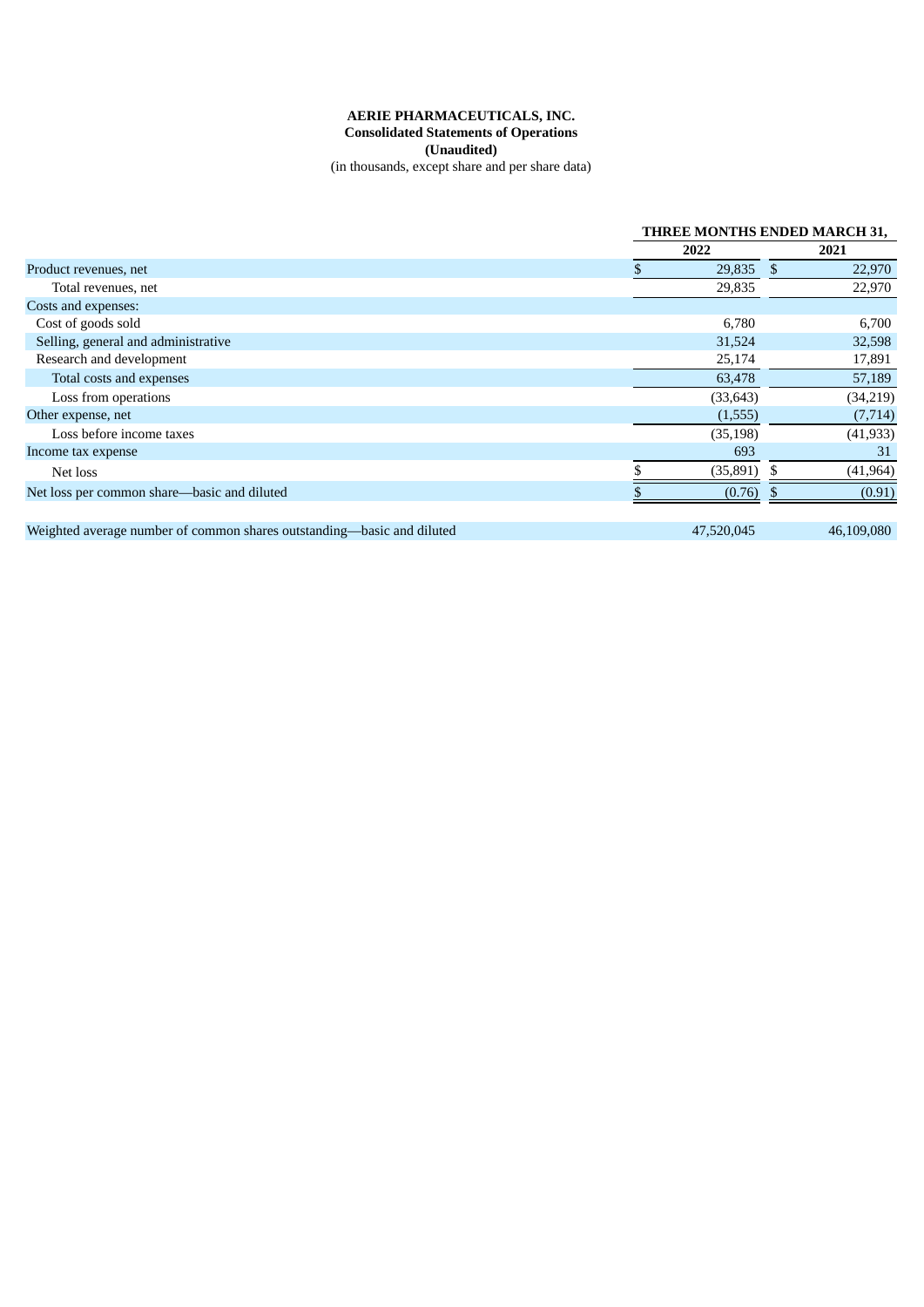**AERIE PHARMACEUTICALS, INC.**
**Consolidated Statements of Operations**
**(Unaudited)**
(in thousands, except share and per share data)

| | THREE MONTHS ENDED MARCH 31, | |
|---|---|---|
| | **2022** | **2021** |
| Product revenues, net | $ 29,835 | $ 22,970 |
| Total revenues, net | 29,835 | 22,970 |
| Costs and expenses: | | |
| Cost of goods sold | 6,780 | 6,700 |
| Selling, general and administrative | 31,524 | 32,598 |
| Research and development | 25,174 | 17,891 |
| Total costs and expenses | 63,478 | 57,189 |
| Loss from operations | (33,643) | (34,219) |
| Other expense, net | (1,555) | (7,714) |
| Loss before income taxes | (35,198) | (41,933) |
| Income tax expense | 693 | 31 |
| Net loss | $ (35,891) | $ (41,964) |
| Net loss per common share—basic and diluted | $ (0.76) | $ (0.91) |
| Weighted average number of common shares outstanding—basic and diluted | 47,520,045 | 46,109,080 |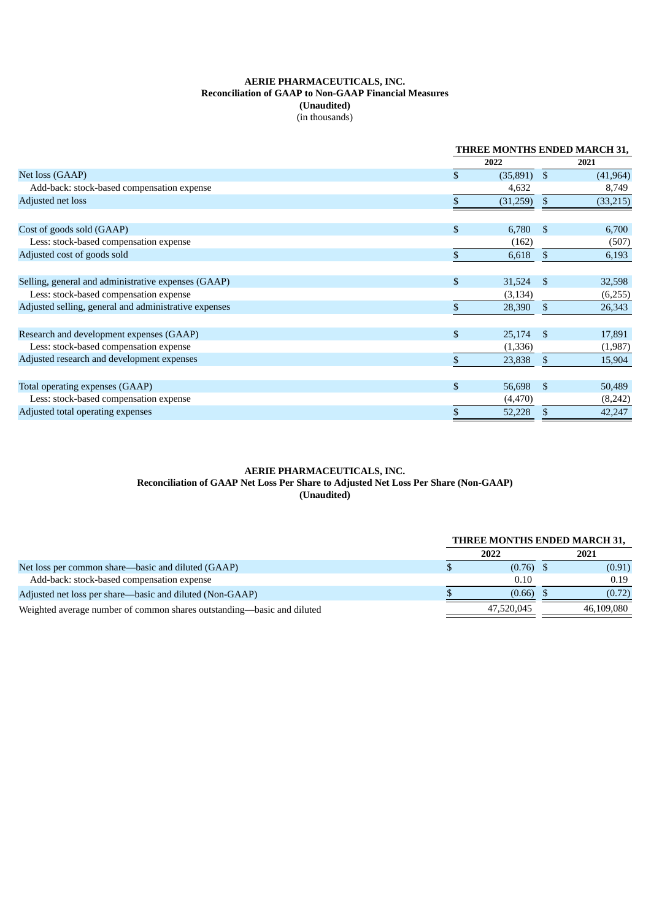**AERIE PHARMACEUTICALS, INC.**
**Reconciliation of GAAP to Non-GAAP Financial Measures**
**(Unaudited)**
(in thousands)

| | THREE MONTHS ENDED MARCH 31, | |
|---|---|---|
| | 2022 | 2021 |
| Net loss (GAAP) | $ (35,891) | $ (41,964) |
| Add-back: stock-based compensation expense | 4,632 | 8,749 |
| Adjusted net loss | $ (31,259) | $ (33,215) |
| | | |
| Cost of goods sold (GAAP) | $ 6,780 | $ 6,700 |
| Less: stock-based compensation expense | (162) | (507) |
| Adjusted cost of goods sold | $ 6,618 | $ 6,193 |
| | | |
| Selling, general and administrative expenses (GAAP) | $ 31,524 | $ 32,598 |
| Less: stock-based compensation expense | (3,134) | (6,255) |
| Adjusted selling, general and administrative expenses | $ 28,390 | $ 26,343 |
| | | |
| Research and development expenses (GAAP) | $ 25,174 | $ 17,891 |
| Less: stock-based compensation expense | (1,336) | (1,987) |
| Adjusted research and development expenses | $ 23,838 | $ 15,904 |
| | | |
| Total operating expenses (GAAP) | $ 56,698 | $ 50,489 |
| Less: stock-based compensation expense | (4,470) | (8,242) |
| Adjusted total operating expenses | $ 52,228 | $ 42,247 |

**AERIE PHARMACEUTICALS, INC.**
**Reconciliation of GAAP Net Loss Per Share to Adjusted Net Loss Per Share (Non-GAAP)**
**(Unaudited)**

| | THREE MONTHS ENDED MARCH 31, | |
|---|---|---|
| | 2022 | 2021 |
| Net loss per common share—basic and diluted (GAAP) | $ (0.76) | $ (0.91) |
| Add-back: stock-based compensation expense | 0.10 | 0.19 |
| Adjusted net loss per share—basic and diluted (Non-GAAP) | $ (0.66) | $ (0.72) |
| Weighted average number of common shares outstanding—basic and diluted | 47,520,045 | 46,109,080 |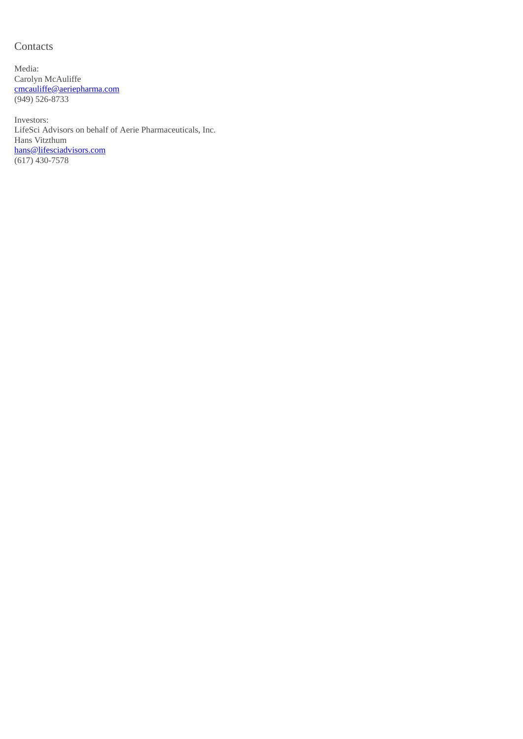## Contacts

Media:
Carolyn McAuliffe
cmcauliffe@aeriepharma.com
(949) 526-8733

Investors:
LifeSci Advisors on behalf of Aerie Pharmaceuticals, Inc.
Hans Vitzthum
hans@lifesciadvisors.com
(617) 430-7578